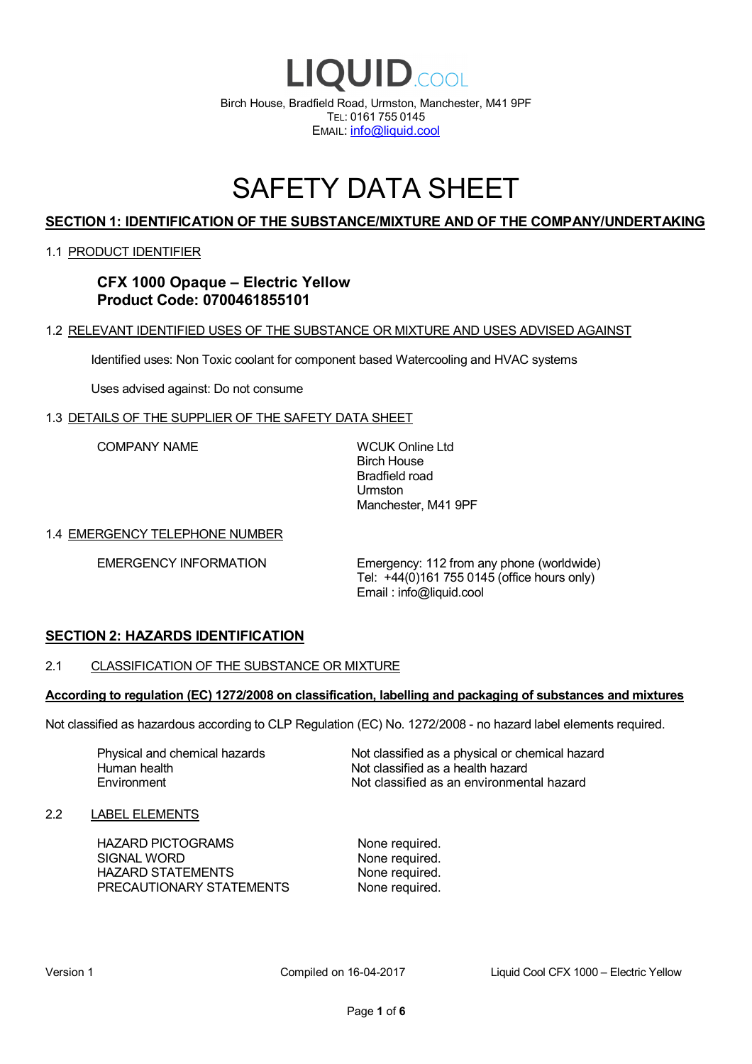# LIQUID.COOL

Birch House, Bradfield Road, Urmston, Manchester, M41 9PF
TEL: 0161 755 0145
EMAIL: info@liquid.cool

# SAFETY DATA SHEET

## SECTION 1: IDENTIFICATION OF THE SUBSTANCE/MIXTURE AND OF THE COMPANY/UNDERTAKING

### 1.1 PRODUCT IDENTIFIER

**CFX 1000 Opaque – Electric Yellow**
**Product Code: 0700461855101**

### 1.2 RELEVANT IDENTIFIED USES OF THE SUBSTANCE OR MIXTURE AND USES ADVISED AGAINST

Identified uses: Non Toxic coolant for component based Watercooling and HVAC systems

Uses advised against: Do not consume

### 1.3 DETAILS OF THE SUPPLIER OF THE SAFETY DATA SHEET

| COMPANY NAME | WCUK Online Ltd<br>Birch House<br>Bradfield road<br>Urmston<br>Manchester, M41 9PF |
|---|---|

### 1.4 EMERGENCY TELEPHONE NUMBER

| EMERGENCY INFORMATION | Emergency: 112 from any phone (worldwide)<br>Tel: +44(0)161 755 0145 (office hours only)<br>Email : info@liquid.cool |
|---|---|

## SECTION 2: HAZARDS IDENTIFICATION

### 2.1 CLASSIFICATION OF THE SUBSTANCE OR MIXTURE

**According to regulation (EC) 1272/2008 on classification, labelling and packaging of substances and mixtures**

Not classified as hazardous according to CLP Regulation (EC) No. 1272/2008 - no hazard label elements required.

| Physical and chemical hazards | Not classified as a physical or chemical hazard |
|---|---|
| Human health | Not classified as a health hazard |
| Environment | Not classified as an environmental hazard |

### 2.2 LABEL ELEMENTS

| HAZARD PICTOGRAMS | None required. |
|---|---|
| SIGNAL WORD | None required. |
| HAZARD STATEMENTS | None required. |
| PRECAUTIONARY STATEMENTS | None required. |

Version 1 Compiled on 16-04-2017 Liquid Cool CFX 1000 – Electric Yellow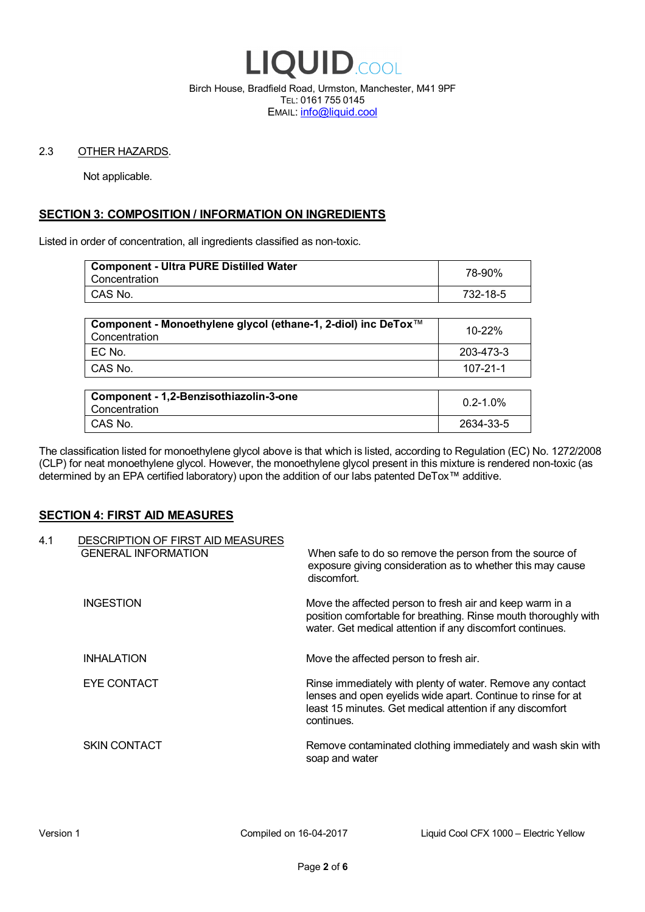2.3 OTHER HAZARDS.

Not applicable.

## SECTION 3: COMPOSITION / INFORMATION ON INGREDIENTS

Listed in order of concentration, all ingredients classified as non-toxic.

| **Component - Ultra PURE Distilled Water** Concentration | 78-90% |
|---|---|
| CAS No. | 732-18-5 |

| **Component - Monoethylene glycol (ethane-1, 2-diol) inc DeTox™** Concentration | 10-22% |
|---|---|
| EC No. | 203-473-3 |
| CAS No. | 107-21-1 |

| **Component - 1,2-Benzisothiazolin-3-one** Concentration | 0.2-1.0% |
|---|---|
| CAS No. | 2634-33-5 |

The classification listed for monoethylene glycol above is that which is listed, according to Regulation (EC) No. 1272/2008 (CLP) for neat monoethylene glycol. However, the monoethylene glycol present in this mixture is rendered non-toxic (as determined by an EPA certified laboratory) upon the addition of our labs patented DeTox™ additive.

## SECTION 4: FIRST AID MEASURES

4.1 DESCRIPTION OF FIRST AID MEASURES

GENERAL INFORMATION: When safe to do so remove the person from the source of exposure giving consideration as to whether this may cause discomfort.

INGESTION: Move the affected person to fresh air and keep warm in a position comfortable for breathing. Rinse mouth thoroughly with water. Get medical attention if any discomfort continues.

INHALATION: Move the affected person to fresh air.

EYE CONTACT: Rinse immediately with plenty of water. Remove any contact lenses and open eyelids wide apart. Continue to rinse for at least 15 minutes. Get medical attention if any discomfort continues.

SKIN CONTACT: Remove contaminated clothing immediately and wash skin with soap and water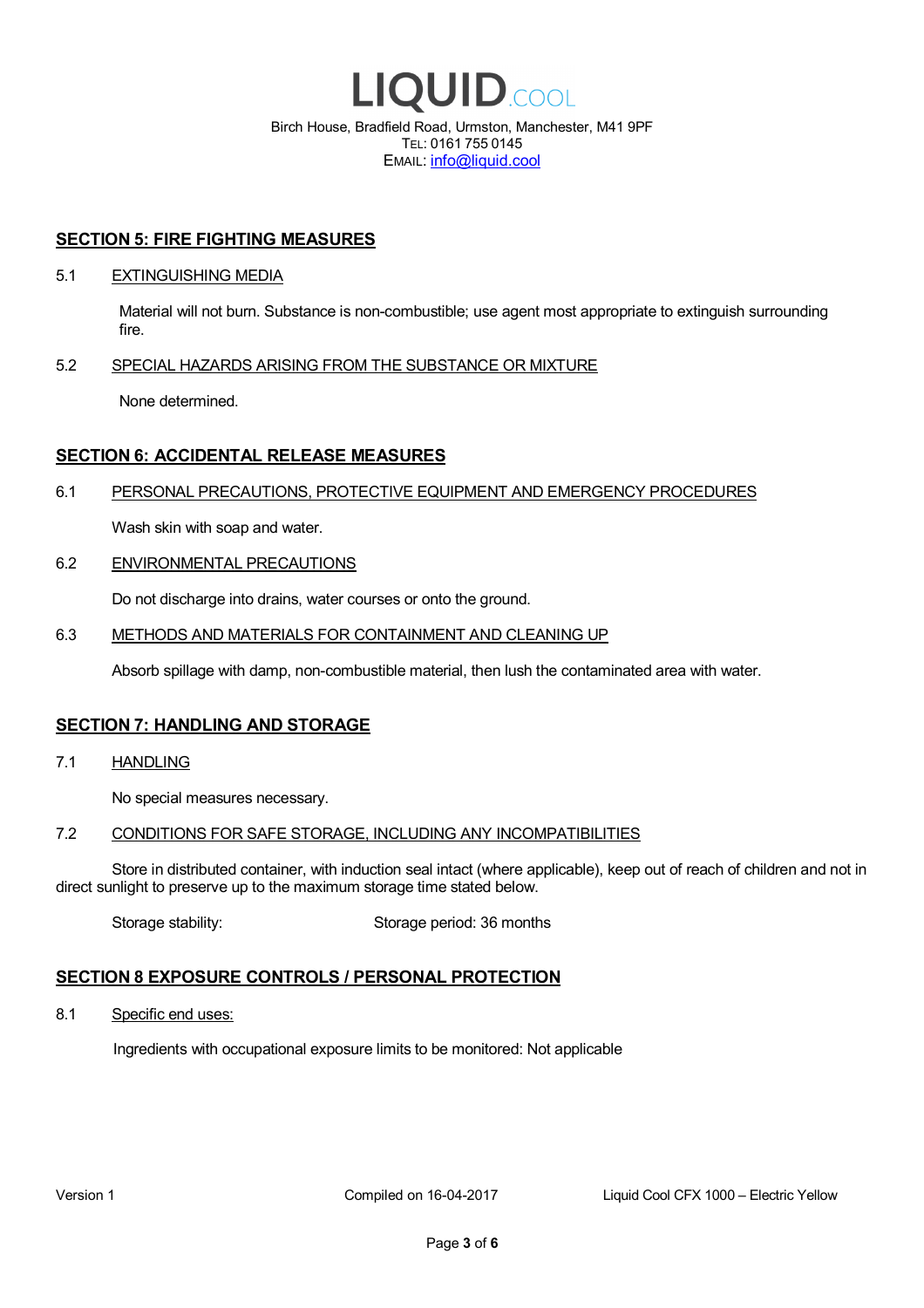## SECTION 5: FIRE FIGHTING MEASURES

### 5.1 EXTINGUISHING MEDIA

Material will not burn. Substance is non-combustible; use agent most appropriate to extinguish surrounding fire.

### 5.2 SPECIAL HAZARDS ARISING FROM THE SUBSTANCE OR MIXTURE

None determined.

## SECTION 6: ACCIDENTAL RELEASE MEASURES

### 6.1 PERSONAL PRECAUTIONS, PROTECTIVE EQUIPMENT AND EMERGENCY PROCEDURES

Wash skin with soap and water.

### 6.2 ENVIRONMENTAL PRECAUTIONS

Do not discharge into drains, water courses or onto the ground.

### 6.3 METHODS AND MATERIALS FOR CONTAINMENT AND CLEANING UP

Absorb spillage with damp, non-combustible material, then lush the contaminated area with water.

## SECTION 7: HANDLING AND STORAGE

### 7.1 HANDLING

No special measures necessary.

### 7.2 CONDITIONS FOR SAFE STORAGE, INCLUDING ANY INCOMPATIBILITIES

Store in distributed container, with induction seal intact (where applicable), keep out of reach of children and not in direct sunlight to preserve up to the maximum storage time stated below.

Storage stability: Storage period: 36 months

## SECTION 8 EXPOSURE CONTROLS / PERSONAL PROTECTION

### 8.1 Specific end uses:

Ingredients with occupational exposure limits to be monitored: Not applicable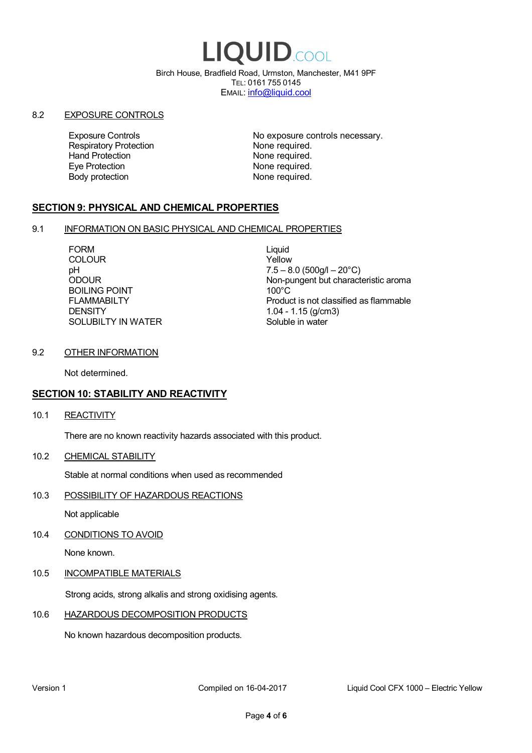8.2 EXPOSURE CONTROLS

| | |
|---|---|
| Exposure Controls | No exposure controls necessary. |
| Respiratory Protection | None required. |
| Hand Protection | None required. |
| Eye Protection | None required. |
| Body protection | None required. |

## SECTION 9: PHYSICAL AND CHEMICAL PROPERTIES

9.1 INFORMATION ON BASIC PHYSICAL AND CHEMICAL PROPERTIES

| | |
|---|---|
| FORM | Liquid |
| COLOUR | Yellow |
| pH | 7.5 – 8.0 (500g/l – 20°C) |
| ODOUR | Non-pungent but characteristic aroma |
| BOILING POINT | 100°C |
| FLAMMABILTY | Product is not classified as flammable |
| DENSITY | 1.04 - 1.15 (g/cm3) |
| SOLUBILTY IN WATER | Soluble in water |

9.2 OTHER INFORMATION

Not determined.

## SECTION 10: STABILITY AND REACTIVITY

10.1 REACTIVITY

There are no known reactivity hazards associated with this product.

10.2 CHEMICAL STABILITY

Stable at normal conditions when used as recommended

10.3 POSSIBILITY OF HAZARDOUS REACTIONS

Not applicable

10.4 CONDITIONS TO AVOID

None known.

10.5 INCOMPATIBLE MATERIALS

Strong acids, strong alkalis and strong oxidising agents.

10.6 HAZARDOUS DECOMPOSITION PRODUCTS

No known hazardous decomposition products.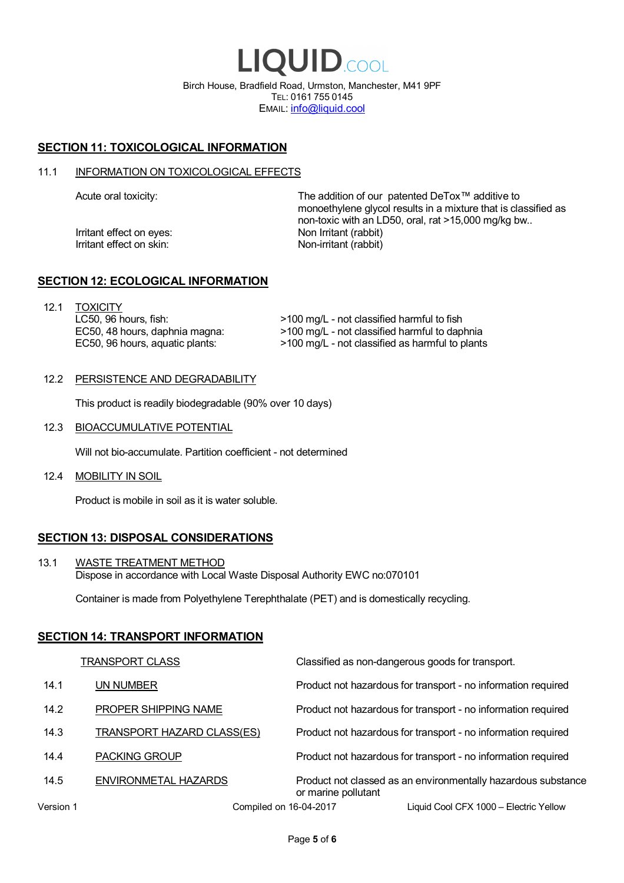# LIQUID.COOL

Birch House, Bradfield Road, Urmston, Manchester, M41 9PF
TEL: 0161 755 0145
EMAIL: info@liquid.cool

## SECTION 11: TOXICOLOGICAL INFORMATION

### 11.1 INFORMATION ON TOXICOLOGICAL EFFECTS

| | |
|---|---|
| Acute oral toxicity: | The addition of our patented DeTox™ additive to monoethylene glycol results in a mixture that is classified as non-toxic with an LD50, oral, rat >15,000 mg/kg bw.. |
| Irritant effect on eyes: | Non Irritant (rabbit) |
| Irritant effect on skin: | Non-irritant (rabbit) |

## SECTION 12: ECOLOGICAL INFORMATION

### 12.1 TOXICITY

| | |
|---|---|
| LC50, 96 hours, fish: | >100 mg/L - not classified harmful to fish |
| EC50, 48 hours, daphnia magna: | >100 mg/L - not classified harmful to daphnia |
| EC50, 96 hours, aquatic plants: | >100 mg/L - not classified as harmful to plants |

### 12.2 PERSISTENCE AND DEGRADABILITY

This product is readily biodegradable (90% over 10 days)

### 12.3 BIOACCUMULATIVE POTENTIAL

Will not bio-accumulate. Partition coefficient - not determined

### 12.4 MOBILITY IN SOIL

Product is mobile in soil as it is water soluble.

## SECTION 13: DISPOSAL CONSIDERATIONS

### 13.1 WASTE TREATMENT METHOD

Dispose in accordance with Local Waste Disposal Authority EWC no:070101

Container is made from Polyethylene Terephthalate (PET) and is domestically recycling.

## SECTION 14: TRANSPORT INFORMATION

| | | |
|---|---|---|
| | TRANSPORT CLASS | Classified as non-dangerous goods for transport. |
| 14.1 | UN NUMBER | Product not hazardous for transport - no information required |
| 14.2 | PROPER SHIPPING NAME | Product not hazardous for transport - no information required |
| 14.3 | TRANSPORT HAZARD CLASS(ES) | Product not hazardous for transport - no information required |
| 14.4 | PACKING GROUP | Product not hazardous for transport - no information required |
| 14.5 | ENVIRONMENTAL HAZARDS | Product not classed as an environmentally hazardous substance or marine pollutant |

Version 1 | Compiled on 16-04-2017 | Liquid Cool CFX 1000 – Electric Yellow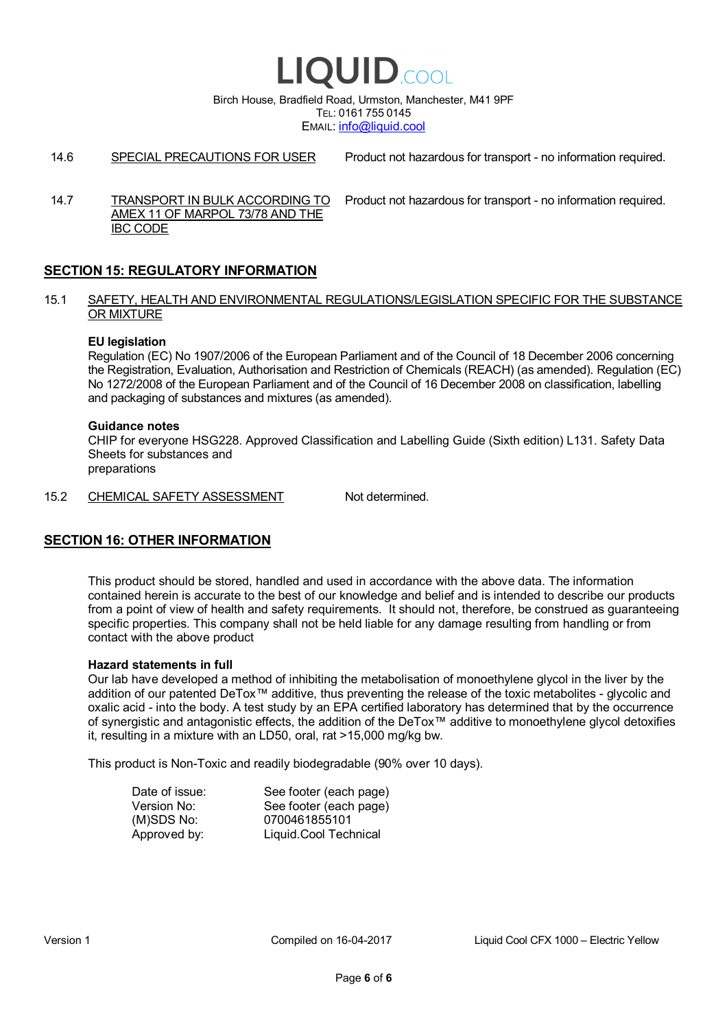| | | |
|---|---|---|
| 14.6 | SPECIAL PRECAUTIONS FOR USER | Product not hazardous for transport - no information required. |
| 14.7 | TRANSPORT IN BULK ACCORDING TO AMEX 11 OF MARPOL 73/78 AND THE IBC CODE | Product not hazardous for transport - no information required. |

## SECTION 15: REGULATORY INFORMATION

15.1 SAFETY, HEALTH AND ENVIRONMENTAL REGULATIONS/LEGISLATION SPECIFIC FOR THE SUBSTANCE OR MIXTURE

**EU legislation**

Regulation (EC) No 1907/2006 of the European Parliament and of the Council of 18 December 2006 concerning the Registration, Evaluation, Authorisation and Restriction of Chemicals (REACH) (as amended). Regulation (EC) No 1272/2008 of the European Parliament and of the Council of 16 December 2008 on classification, labelling and packaging of substances and mixtures (as amended).

**Guidance notes**

CHIP for everyone HSG228. Approved Classification and Labelling Guide (Sixth edition) L131. Safety Data Sheets for substances and preparations

15.2 CHEMICAL SAFETY ASSESSMENT — Not determined.

## SECTION 16: OTHER INFORMATION

This product should be stored, handled and used in accordance with the above data. The information contained herein is accurate to the best of our knowledge and belief and is intended to describe our products from a point of view of health and safety requirements. It should not, therefore, be construed as guaranteeing specific properties. This company shall not be held liable for any damage resulting from handling or from contact with the above product

**Hazard statements in full**

Our lab have developed a method of inhibiting the metabolisation of monoethylene glycol in the liver by the addition of our patented DeTox™ additive, thus preventing the release of the toxic metabolites - glycolic and oxalic acid - into the body. A test study by an EPA certified laboratory has determined that by the occurrence of synergistic and antagonistic effects, the addition of the DeTox™ additive to monoethylene glycol detoxifies it, resulting in a mixture with an LD50, oral, rat >15,000 mg/kg bw.

This product is Non-Toxic and readily biodegradable (90% over 10 days).

| | |
|---|---|
| Date of issue: | See footer (each page) |
| Version No: | See footer (each page) |
| (M)SDS No: | 0700461855101 |
| Approved by: | Liquid.Cool Technical |